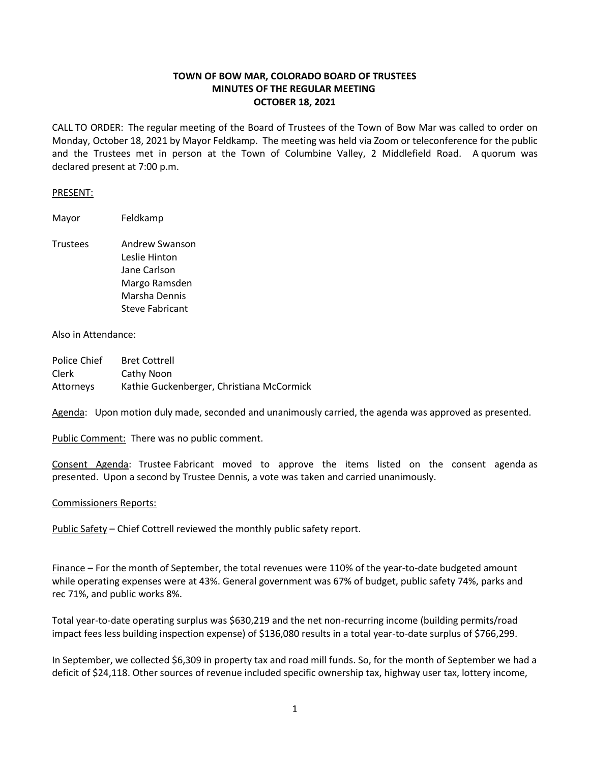# TOWN OF BOW MAR, COLORADO BOARD OF TRUSTEES
## MINUTES OF THE REGULAR MEETING
## OCTOBER 18, 2021

CALL TO ORDER: The regular meeting of the Board of Trustees of the Town of Bow Mar was called to order on Monday, October 18, 2021 by Mayor Feldkamp. The meeting was held via Zoom or teleconference for the public and the Trustees met in person at the Town of Columbine Valley, 2 Middlefield Road. A quorum was declared present at 7:00 p.m.

PRESENT:

| | |
|---|---|
| Mayor | Feldkamp |
| Trustees | Andrew Swanson<br>Leslie Hinton<br>Jane Carlson<br>Margo Ramsden<br>Marsha Dennis<br>Steve Fabricant |

Also in Attendance:

| | |
|---|---|
| Police Chief | Bret Cottrell |
| Clerk | Cathy Noon |
| Attorneys | Kathie Guckenberger, Christiana McCormick |

Agenda: Upon motion duly made, seconded and unanimously carried, the agenda was approved as presented.

Public Comment: There was no public comment.

Consent Agenda: Trustee Fabricant moved to approve the items listed on the consent agenda as presented. Upon a second by Trustee Dennis, a vote was taken and carried unanimously.

Commissioners Reports:

Public Safety – Chief Cottrell reviewed the monthly public safety report.

Finance – For the month of September, the total revenues were 110% of the year-to-date budgeted amount while operating expenses were at 43%. General government was 67% of budget, public safety 74%, parks and rec 71%, and public works 8%.

Total year-to-date operating surplus was $630,219 and the net non-recurring income (building permits/road impact fees less building inspection expense) of $136,080 results in a total year-to-date surplus of $766,299.

In September, we collected $6,309 in property tax and road mill funds. So, for the month of September we had a deficit of $24,118. Other sources of revenue included specific ownership tax, highway user tax, lottery income,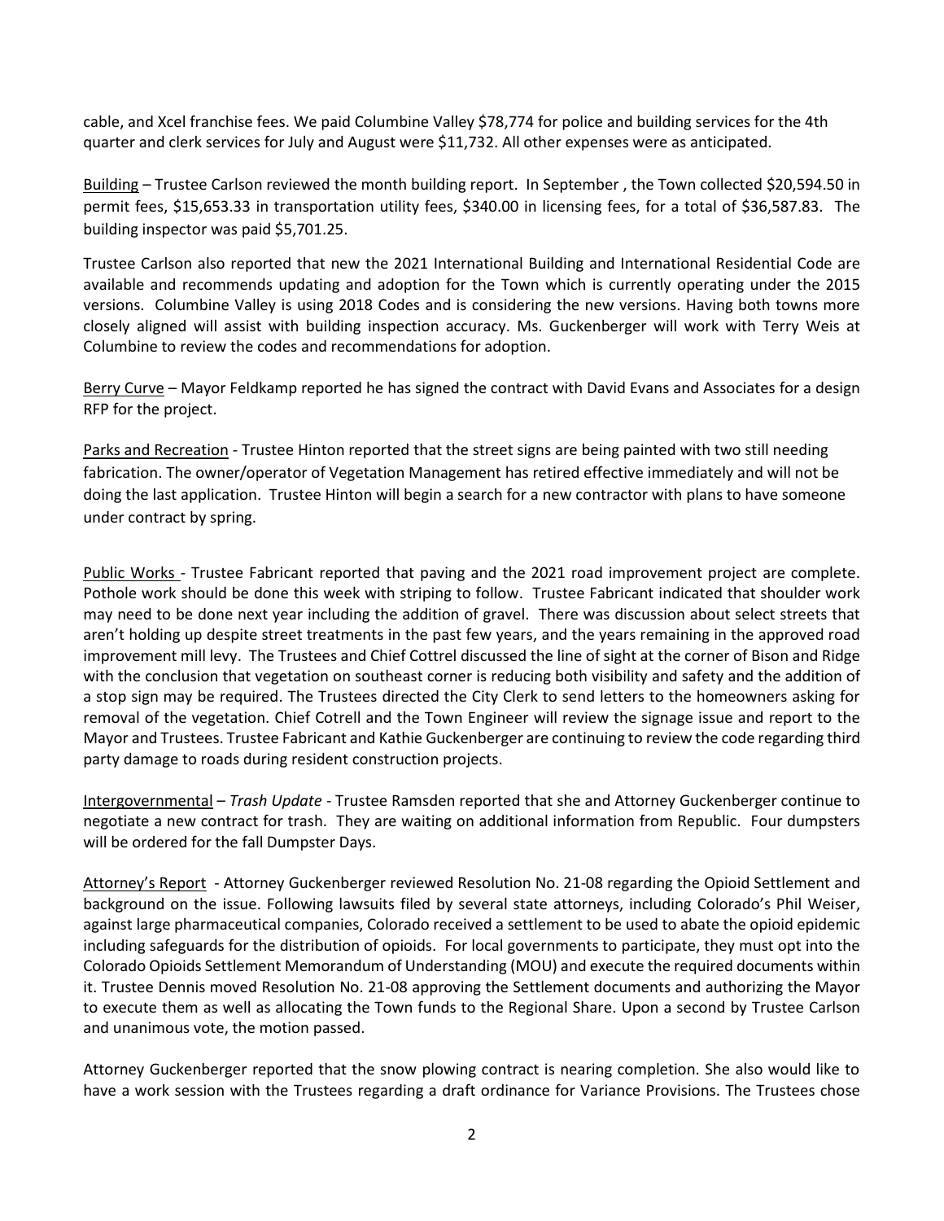cable, and Xcel franchise fees. We paid Columbine Valley $78,774 for police and building services for the 4th quarter and clerk services for July and August were $11,732. All other expenses were as anticipated.

<u>Building</u> – Trustee Carlson reviewed the month building report. In September , the Town collected $20,594.50 in permit fees, $15,653.33 in transportation utility fees, $340.00 in licensing fees, for a total of $36,587.83. The building inspector was paid $5,701.25.

Trustee Carlson also reported that new the 2021 International Building and International Residential Code are available and recommends updating and adoption for the Town which is currently operating under the 2015 versions. Columbine Valley is using 2018 Codes and is considering the new versions. Having both towns more closely aligned will assist with building inspection accuracy. Ms. Guckenberger will work with Terry Weis at Columbine to review the codes and recommendations for adoption.

<u>Berry Curve</u> – Mayor Feldkamp reported he has signed the contract with David Evans and Associates for a design RFP for the project.

<u>Parks and Recreation</u> - Trustee Hinton reported that the street signs are being painted with two still needing fabrication. The owner/operator of Vegetation Management has retired effective immediately and will not be doing the last application. Trustee Hinton will begin a search for a new contractor with plans to have someone under contract by spring.

<u>Public Works</u> - Trustee Fabricant reported that paving and the 2021 road improvement project are complete. Pothole work should be done this week with striping to follow. Trustee Fabricant indicated that shoulder work may need to be done next year including the addition of gravel. There was discussion about select streets that aren't holding up despite street treatments in the past few years, and the years remaining in the approved road improvement mill levy. The Trustees and Chief Cottrel discussed the line of sight at the corner of Bison and Ridge with the conclusion that vegetation on southeast corner is reducing both visibility and safety and the addition of a stop sign may be required. The Trustees directed the City Clerk to send letters to the homeowners asking for removal of the vegetation. Chief Cotrell and the Town Engineer will review the signage issue and report to the Mayor and Trustees. Trustee Fabricant and Kathie Guckenberger are continuing to review the code regarding third party damage to roads during resident construction projects.

<u>Intergovernmental</u> – *Trash Update* - Trustee Ramsden reported that she and Attorney Guckenberger continue to negotiate a new contract for trash. They are waiting on additional information from Republic. Four dumpsters will be ordered for the fall Dumpster Days.

<u>Attorney's Report</u> - Attorney Guckenberger reviewed Resolution No. 21-08 regarding the Opioid Settlement and background on the issue. Following lawsuits filed by several state attorneys, including Colorado's Phil Weiser, against large pharmaceutical companies, Colorado received a settlement to be used to abate the opioid epidemic including safeguards for the distribution of opioids. For local governments to participate, they must opt into the Colorado Opioids Settlement Memorandum of Understanding (MOU) and execute the required documents within it. Trustee Dennis moved Resolution No. 21-08 approving the Settlement documents and authorizing the Mayor to execute them as well as allocating the Town funds to the Regional Share. Upon a second by Trustee Carlson and unanimous vote, the motion passed.

Attorney Guckenberger reported that the snow plowing contract is nearing completion. She also would like to have a work session with the Trustees regarding a draft ordinance for Variance Provisions. The Trustees chose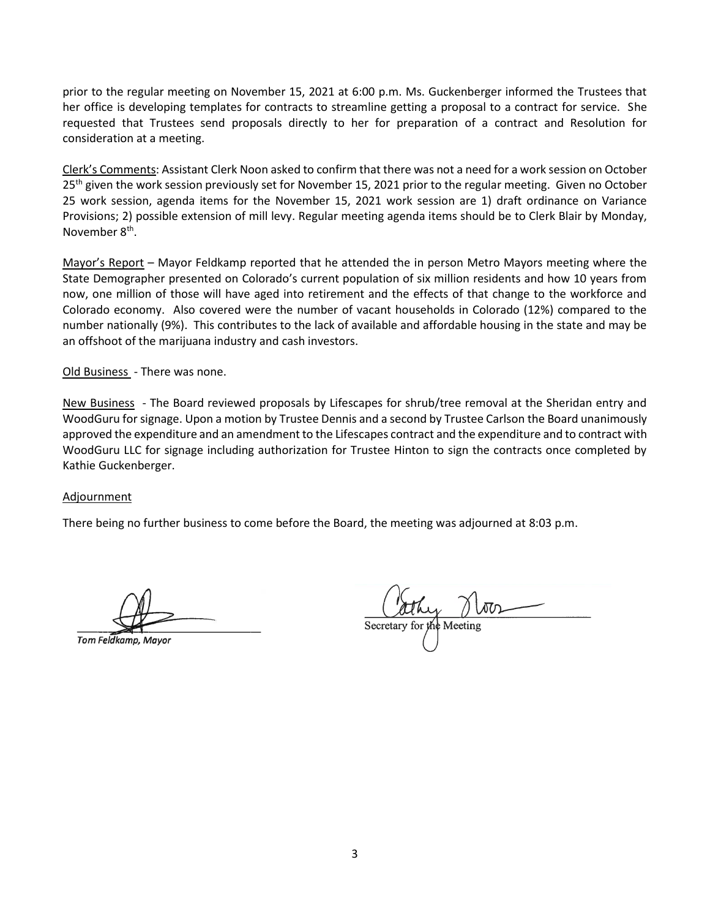prior to the regular meeting on November 15, 2021 at 6:00 p.m. Ms. Guckenberger informed the Trustees that her office is developing templates for contracts to streamline getting a proposal to a contract for service. She requested that Trustees send proposals directly to her for preparation of a contract and Resolution for consideration at a meeting.

Clerk's Comments: Assistant Clerk Noon asked to confirm that there was not a need for a work session on October 25th given the work session previously set for November 15, 2021 prior to the regular meeting. Given no October 25 work session, agenda items for the November 15, 2021 work session are 1) draft ordinance on Variance Provisions; 2) possible extension of mill levy. Regular meeting agenda items should be to Clerk Blair by Monday, November 8th.

Mayor's Report – Mayor Feldkamp reported that he attended the in person Metro Mayors meeting where the State Demographer presented on Colorado's current population of six million residents and how 10 years from now, one million of those will have aged into retirement and the effects of that change to the workforce and Colorado economy. Also covered were the number of vacant households in Colorado (12%) compared to the number nationally (9%). This contributes to the lack of available and affordable housing in the state and may be an offshoot of the marijuana industry and cash investors.

Old Business - There was none.

New Business - The Board reviewed proposals by Lifescapes for shrub/tree removal at the Sheridan entry and WoodGuru for signage. Upon a motion by Trustee Dennis and a second by Trustee Carlson the Board unanimously approved the expenditure and an amendment to the Lifescapes contract and the expenditure and to contract with WoodGuru LLC for signage including authorization for Trustee Hinton to sign the contracts once completed by Kathie Guckenberger.

Adjournment

There being no further business to come before the Board, the meeting was adjourned at 8:03 p.m.

*Tom Feldkamp, Mayor*

Secretary for the Meeting